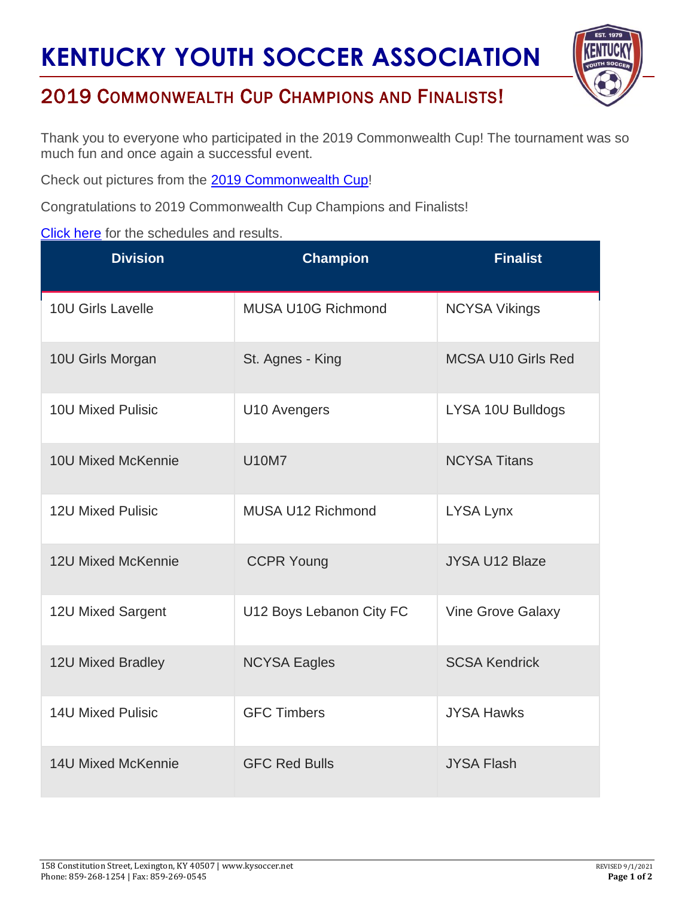# KENTUCKY YOUTH SOCCER ASSOCIATION

## 2019 Commonwealth Cup Champions and Finalists!

Thank you to everyone who participated in the 2019 Commonwealth Cup! The tournament was so much fun and once again a successful event.

Check out pictures from the [2019 Commonwealth Cup](#)!

Congratulations to 2019 Commonwealth Cup Champions and Finalists!

[Click here](#) for the schedules and results.

| Division | Champion | Finalist |
| --- | --- | --- |
| 10U Girls Lavelle | MUSA U10G Richmond | NCYSA Vikings |
| 10U Girls Morgan | St. Agnes - King | MCSA U10 Girls Red |
| 10U Mixed Pulisic | U10 Avengers | LYSA 10U Bulldogs |
| 10U Mixed McKennie | U10M7 | NCYSA Titans |
| 12U Mixed Pulisic | MUSA U12 Richmond | LYSA Lynx |
| 12U Mixed McKennie | CCPR Young | JYSA U12 Blaze |
| 12U Mixed Sargent | U12 Boys Lebanon City FC | Vine Grove Galaxy |
| 12U Mixed Bradley | NCYSA Eagles | SCSA Kendrick |
| 14U Mixed Pulisic | GFC Timbers | JYSA Hawks |
| 14U Mixed McKennie | GFC Red Bulls | JYSA Flash |

158 Constitution Street, Lexington, KY 40507 | www.kysoccer.net
Phone: 859-268-1254 | Fax: 859-269-0545

REVISED 9/1/2021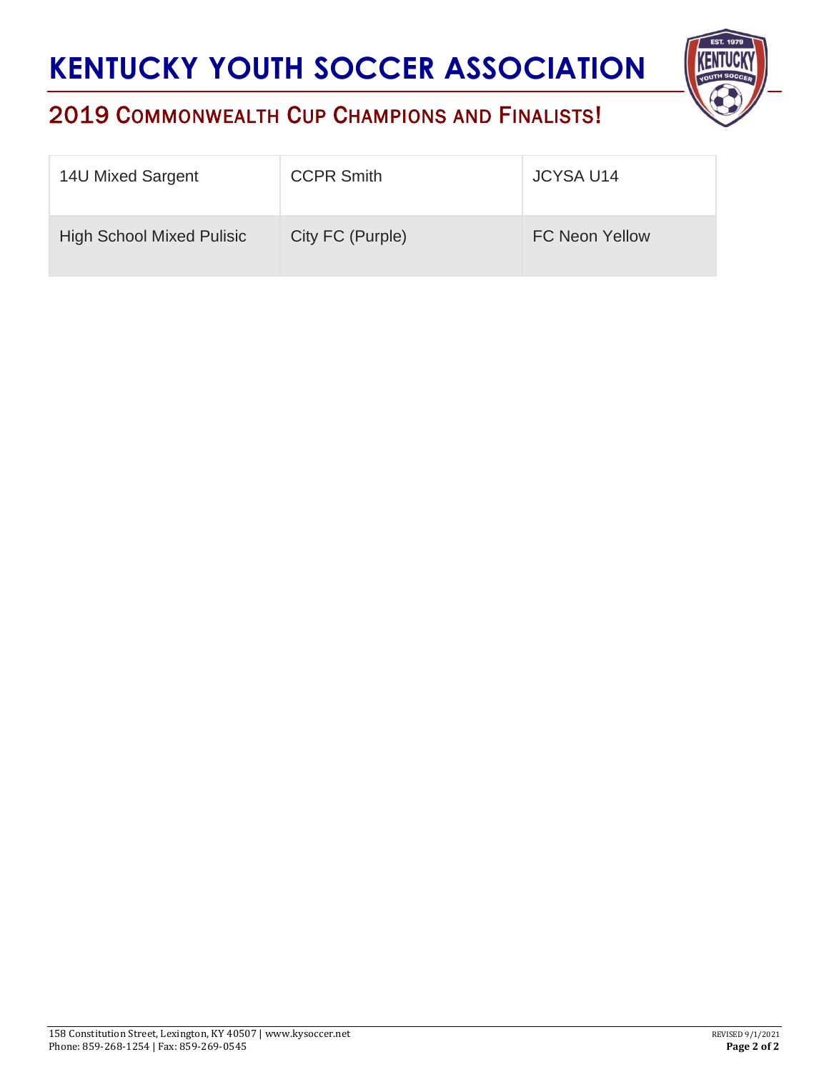| | | |
|---|---|---|
| 14U Mixed Sargent | CCPR Smith | JCYSA U14 |
| High School Mixed Pulisic | City FC (Purple) | FC Neon Yellow |